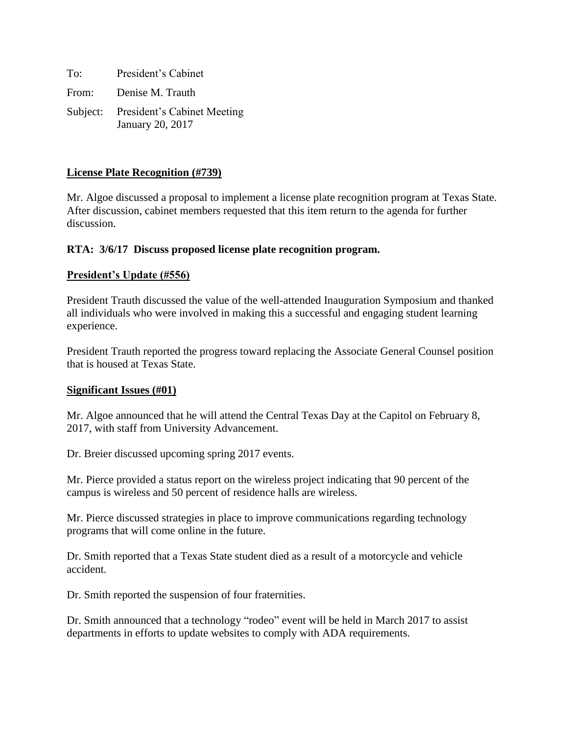To: President's Cabinet

From: Denise M. Trauth

Subject: President's Cabinet Meeting
January 20, 2017

**License Plate Recognition (#739)**

Mr. Algoe discussed a proposal to implement a license plate recognition program at Texas State. After discussion, cabinet members requested that this item return to the agenda for further discussion.

**RTA: 3/6/17 Discuss proposed license plate recognition program.**

**President's Update (#556)**

President Trauth discussed the value of the well-attended Inauguration Symposium and thanked all individuals who were involved in making this a successful and engaging student learning experience.

President Trauth reported the progress toward replacing the Associate General Counsel position that is housed at Texas State.

**Significant Issues (#01)**

Mr. Algoe announced that he will attend the Central Texas Day at the Capitol on February 8, 2017, with staff from University Advancement.

Dr. Breier discussed upcoming spring 2017 events.

Mr. Pierce provided a status report on the wireless project indicating that 90 percent of the campus is wireless and 50 percent of residence halls are wireless.

Mr. Pierce discussed strategies in place to improve communications regarding technology programs that will come online in the future.

Dr. Smith reported that a Texas State student died as a result of a motorcycle and vehicle accident.

Dr. Smith reported the suspension of four fraternities.

Dr. Smith announced that a technology "rodeo" event will be held in March 2017 to assist departments in efforts to update websites to comply with ADA requirements.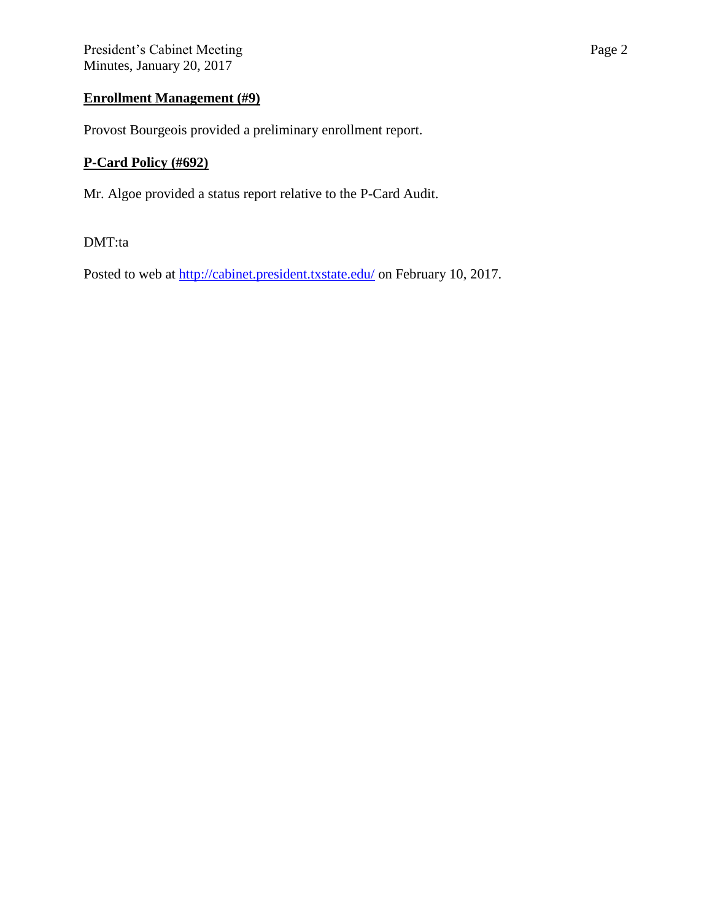**Enrollment Management (#9)**

Provost Bourgeois provided a preliminary enrollment report.

**P-Card Policy (#692)**

Mr. Algoe provided a status report relative to the P-Card Audit.

DMT:ta

Posted to web at http://cabinet.president.txstate.edu/ on February 10, 2017.